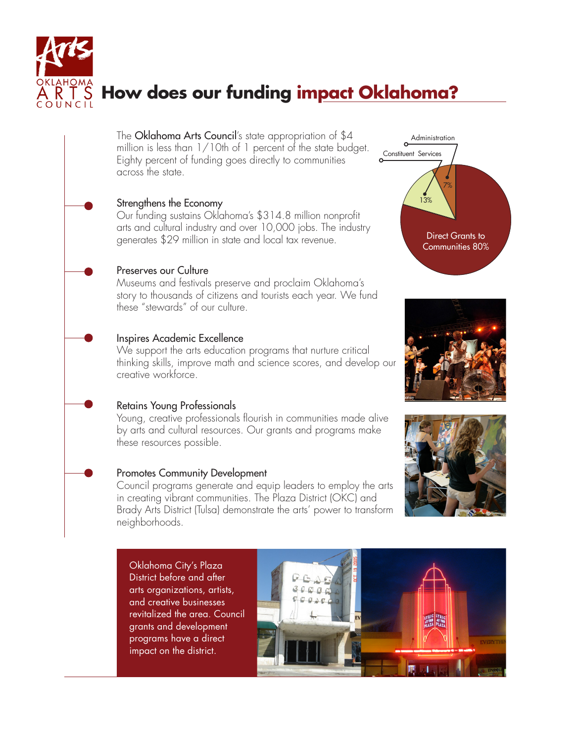# How does our funding impact Oklahoma?

The Oklahoma Arts Council's state appropriation of $4 million is less than 1/10th of 1 percent of the state budget. Eighty percent of funding goes directly to communities across the state.

Administration 7%

Constituent Services 13%

Direct Grants to Communities 80%

### Strengthens the Economy

Our funding sustains Oklahoma's $314.8 million nonprofit arts and cultural industry and over 10,000 jobs. The industry generates $29 million in state and local tax revenue.

### Preserves our Culture

Museums and festivals preserve and proclaim Oklahoma's story to thousands of citizens and tourists each year. We fund these "stewards" of our culture.

### Inspires Academic Excellence

We support the arts education programs that nurture critical thinking skills, improve math and science scores, and develop our creative workforce.

### Retains Young Professionals

Young, creative professionals flourish in communities made alive by arts and cultural resources. Our grants and programs make these resources possible.

### Promotes Community Development

Council programs generate and equip leaders to employ the arts in creating vibrant communities. The Plaza District (OKC) and Brady Arts District (Tulsa) demonstrate the arts' power to transform neighborhoods.

Oklahoma City's Plaza District before and after arts organizations, artists, and creative businesses revitalized the area. Council grants and development programs have a direct impact on the district.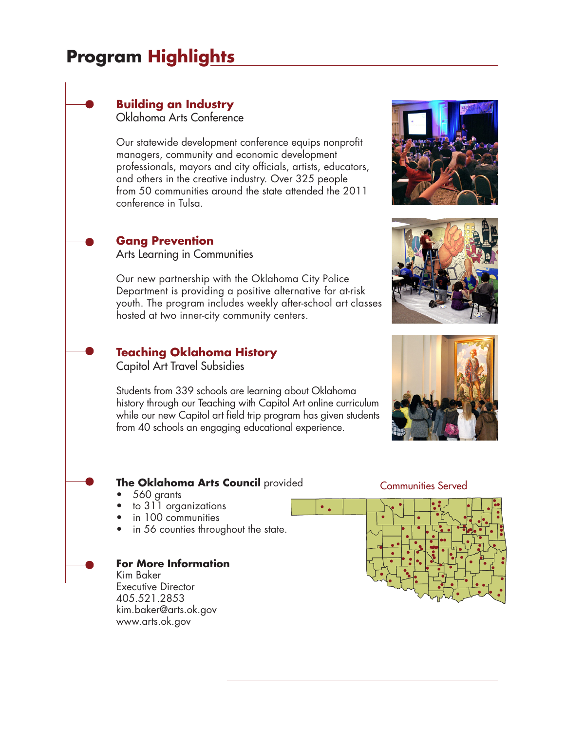# Program Highlights

## Building an Industry
Oklahoma Arts Conference

Our statewide development conference equips nonprofit managers, community and economic development professionals, mayors and city officials, artists, educators, and others in the creative industry. Over 325 people from 50 communities around the state attended the 2011 conference in Tulsa.

## Gang Prevention
Arts Learning in Communities

Our new partnership with the Oklahoma City Police Department is providing a positive alternative for at-risk youth. The program includes weekly after-school art classes hosted at two inner-city community centers.

## Teaching Oklahoma History
Capitol Art Travel Subsidies

Students from 339 schools are learning about Oklahoma history through our Teaching with Capitol Art online curriculum while our new Capitol art field trip program has given students from 40 schools an engaging educational experience.

**The Oklahoma Arts Council** provided

- 560 grants
- to 311 organizations
- in 100 communities
- in 56 counties throughout the state.

Communities Served

**For More Information**
Kim Baker
Executive Director
405.521.2853
kim.baker@arts.ok.gov
www.arts.ok.gov